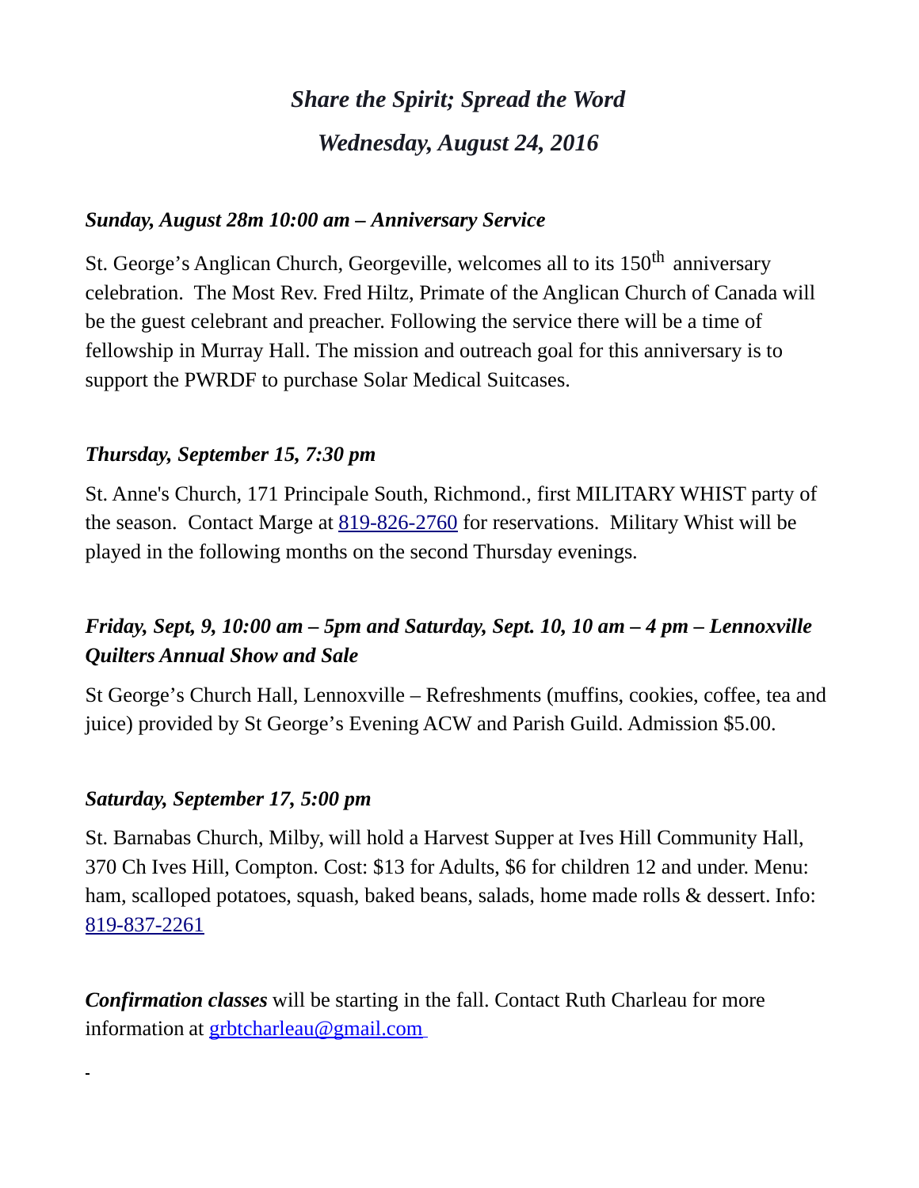# *Share the Spirit; Spread the Word*

## *Wednesday, August 24, 2016*

***Sunday, August 28m 10:00 am – Anniversary Service***

St. George's Anglican Church, Georgeville, welcomes all to its 150th anniversary celebration. The Most Rev. Fred Hiltz, Primate of the Anglican Church of Canada will be the guest celebrant and preacher. Following the service there will be a time of fellowship in Murray Hall. The mission and outreach goal for this anniversary is to support the PWRDF to purchase Solar Medical Suitcases.

***Thursday, September 15, 7:30 pm***

St. Anne's Church, 171 Principale South, Richmond., first MILITARY WHIST party of the season. Contact Marge at 819-826-2760 for reservations. Military Whist will be played in the following months on the second Thursday evenings.

***Friday, Sept, 9, 10:00 am – 5pm and Saturday, Sept. 10, 10 am – 4 pm – Lennoxville Quilters Annual Show and Sale***

St George's Church Hall, Lennoxville – Refreshments (muffins, cookies, coffee, tea and juice) provided by St George's Evening ACW and Parish Guild. Admission $5.00.

***Saturday, September 17, 5:00 pm***

St. Barnabas Church, Milby, will hold a Harvest Supper at Ives Hill Community Hall, 370 Ch Ives Hill, Compton. Cost: $13 for Adults, $6 for children 12 and under. Menu: ham, scalloped potatoes, squash, baked beans, salads, home made rolls & dessert. Info: 819-837-2261

***Confirmation classes*** will be starting in the fall. Contact Ruth Charleau for more information at grbtcharleau@gmail.com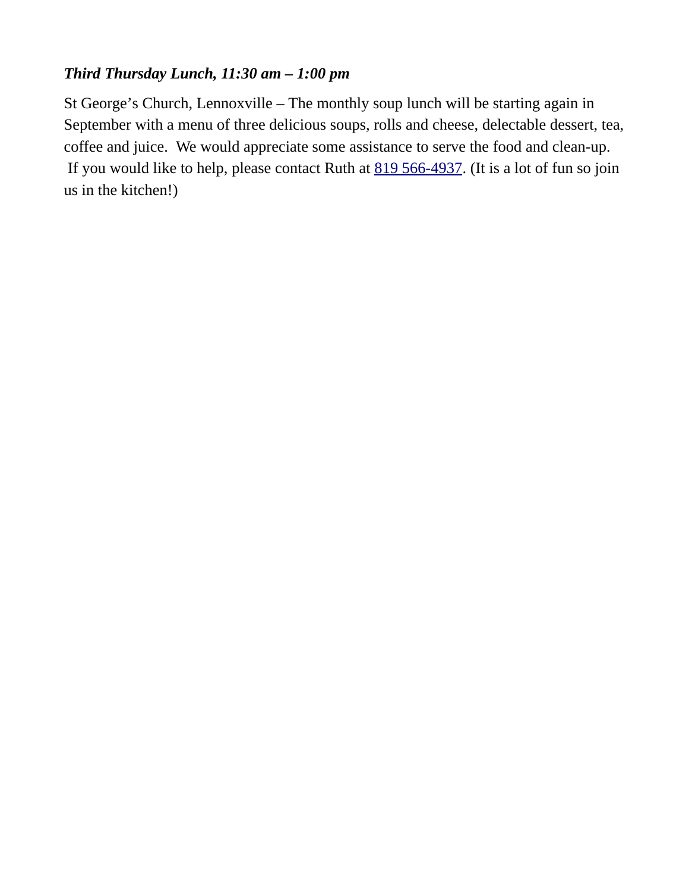***Third Thursday Lunch, 11:30 am – 1:00 pm***

St George's Church, Lennoxville – The monthly soup lunch will be starting again in September with a menu of three delicious soups, rolls and cheese, delectable dessert, tea, coffee and juice.  We would appreciate some assistance to serve the food and clean-up. If you would like to help, please contact Ruth at 819 566-4937. (It is a lot of fun so join us in the kitchen!)